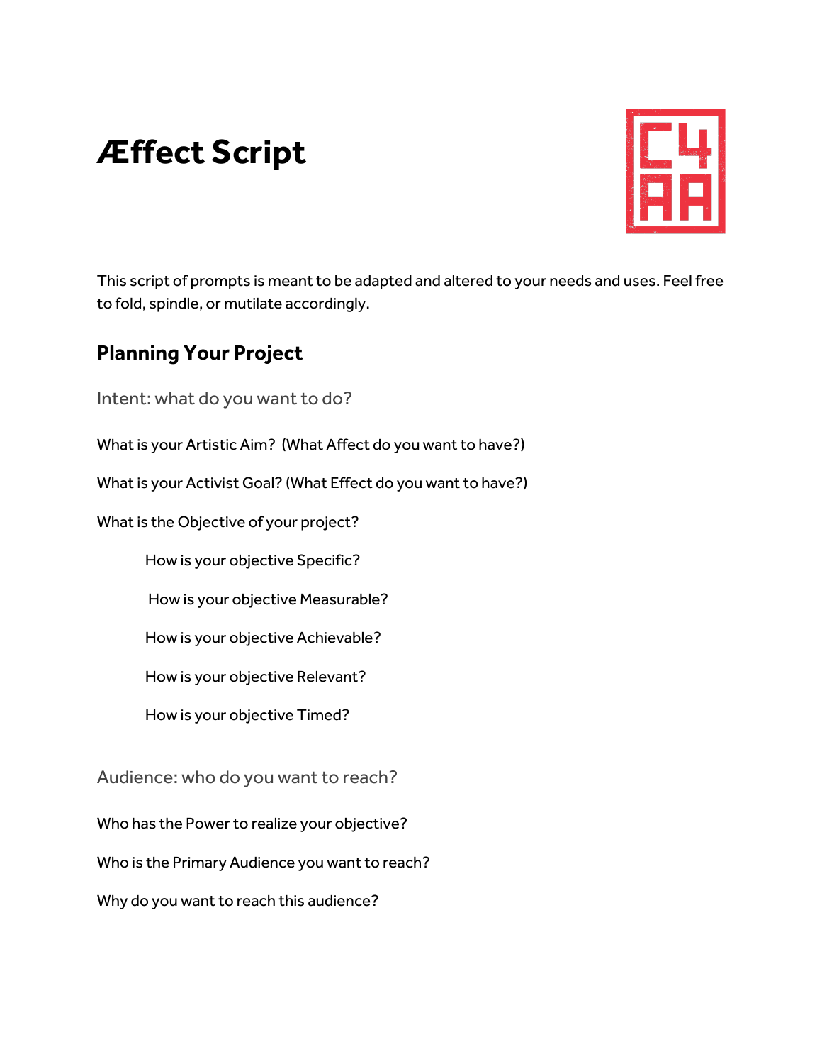# Æffect Script

This script of prompts is meant to be adapted and altered to your needs and uses. Feel free to fold, spindle, or mutilate accordingly.

## Planning Your Project

### Intent: what do you want to do?

What is your Artistic Aim? (What Affect do you want to have?)

What is your Activist Goal? (What Effect do you want to have?)

What is the Objective of your project?

- How is your objective Specific?
- How is your objective Measurable?
- How is your objective Achievable?
- How is your objective Relevant?
- How is your objective Timed?

### Audience: who do you want to reach?

Who has the Power to realize your objective?

Who is the Primary Audience you want to reach?

Why do you want to reach this audience?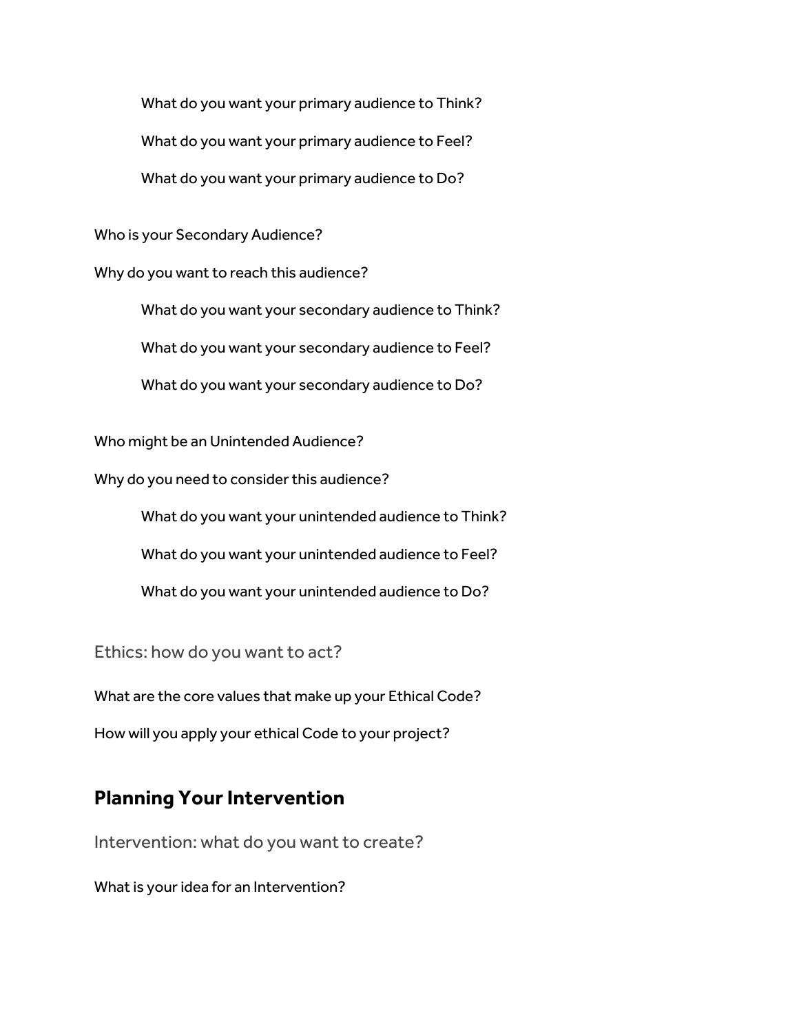What do you want your primary audience to Think?

What do you want your primary audience to Feel?

What do you want your primary audience to Do?

Who is your Secondary Audience?

Why do you want to reach this audience?

What do you want your secondary audience to Think?

What do you want your secondary audience to Feel?

What do you want your secondary audience to Do?

Who might be an Unintended Audience?

Why do you need to consider this audience?

What do you want your unintended audience to Think?

What do you want your unintended audience to Feel?

What do you want your unintended audience to Do?

### Ethics: how do you want to act?

What are the core values that make up your Ethical Code?

How will you apply your ethical Code to your project?

## Planning Your Intervention

### Intervention: what do you want to create?

What is your idea for an Intervention?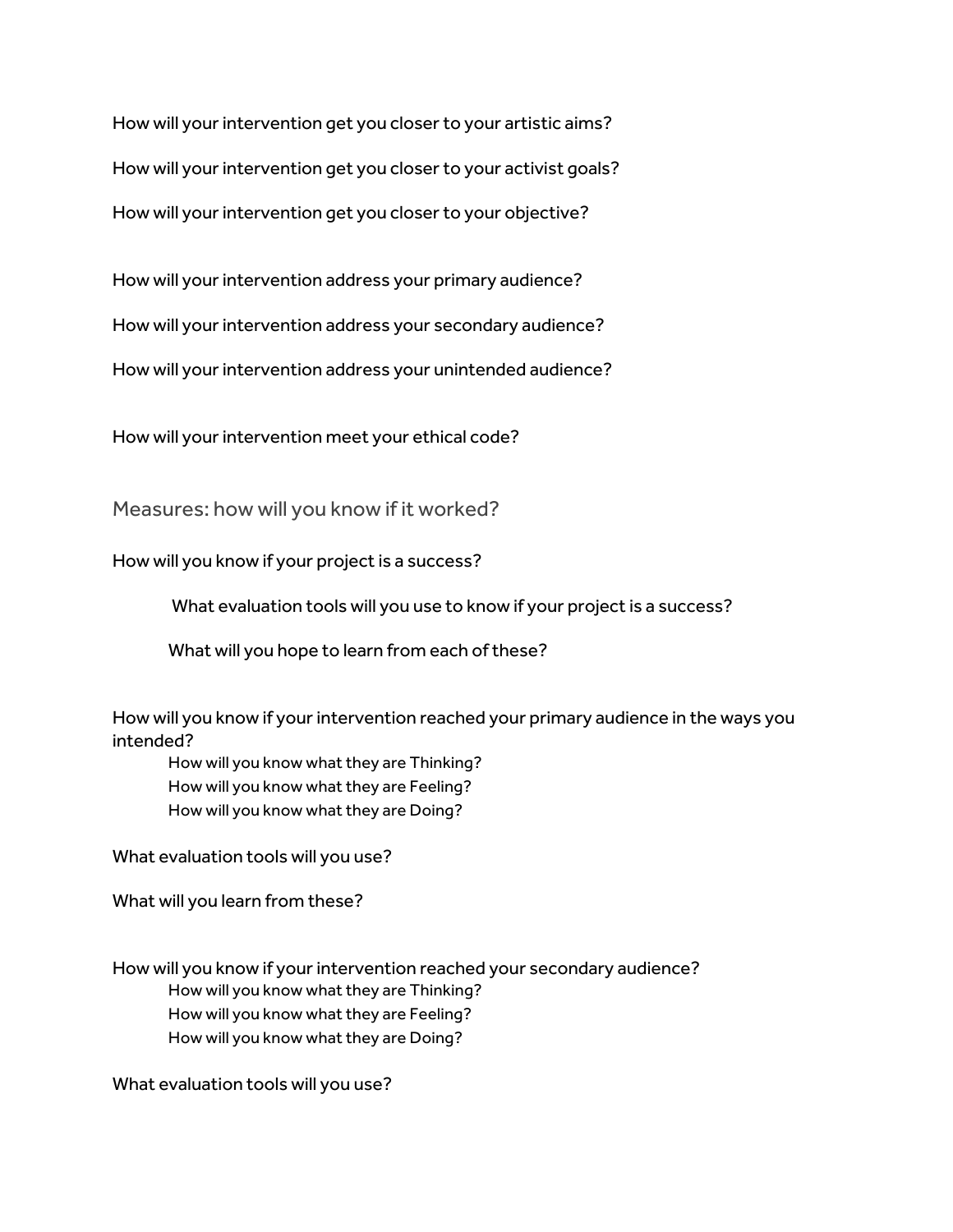How will your intervention get you closer to your artistic aims?

How will your intervention get you closer to your activist goals?

How will your intervention get you closer to your objective?

How will your intervention address your primary audience?

How will your intervention address your secondary audience?

How will your intervention address your unintended audience?

How will your intervention meet your ethical code?

## Measures: how will you know if it worked?

How will you know if your project is a success?

- What evaluation tools will you use to know if your project is a success?
- What will you hope to learn from each of these?

How will you know if your intervention reached your primary audience in the ways you intended?

- How will you know what they are Thinking?
- How will you know what they are Feeling?
- How will you know what they are Doing?

What evaluation tools will you use?

What will you learn from these?

How will you know if your intervention reached your secondary audience?

- How will you know what they are Thinking?
- How will you know what they are Feeling?
- How will you know what they are Doing?

What evaluation tools will you use?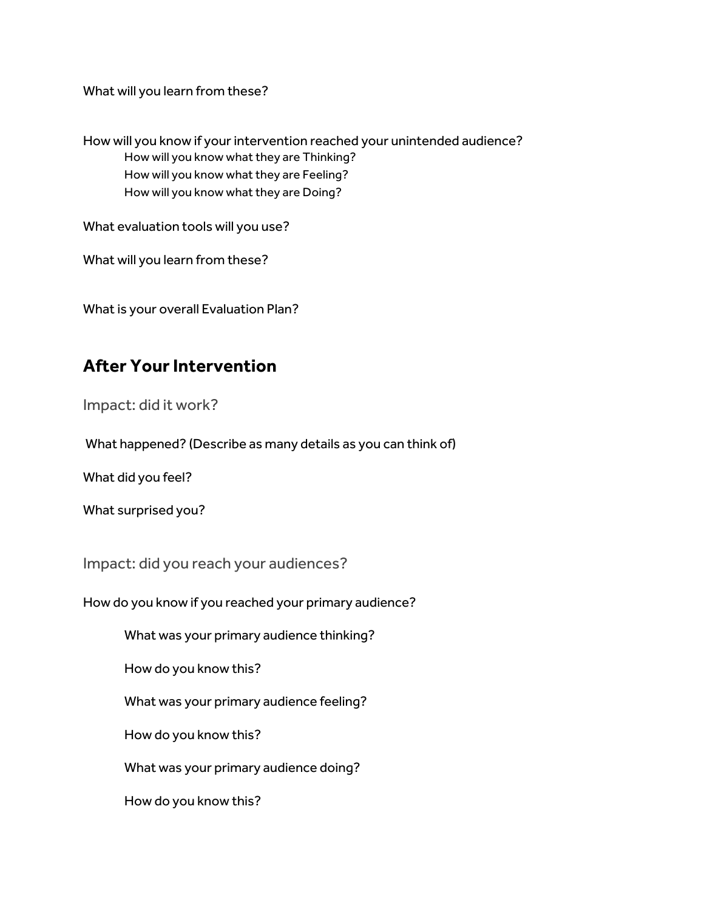What will you learn from these?

How will you know if your intervention reached your unintended audience?

- How will you know what they are Thinking?
- How will you know what they are Feeling?
- How will you know what they are Doing?

What evaluation tools will you use?

What will you learn from these?

What is your overall Evaluation Plan?

## After Your Intervention

### Impact: did it work?

What happened? (Describe as many details as you can think of)

What did you feel?

What surprised you?

### Impact: did you reach your audiences?

How do you know if you reached your primary audience?

- What was your primary audience thinking?
- How do you know this?
- What was your primary audience feeling?
- How do you know this?
- What was your primary audience doing?
- How do you know this?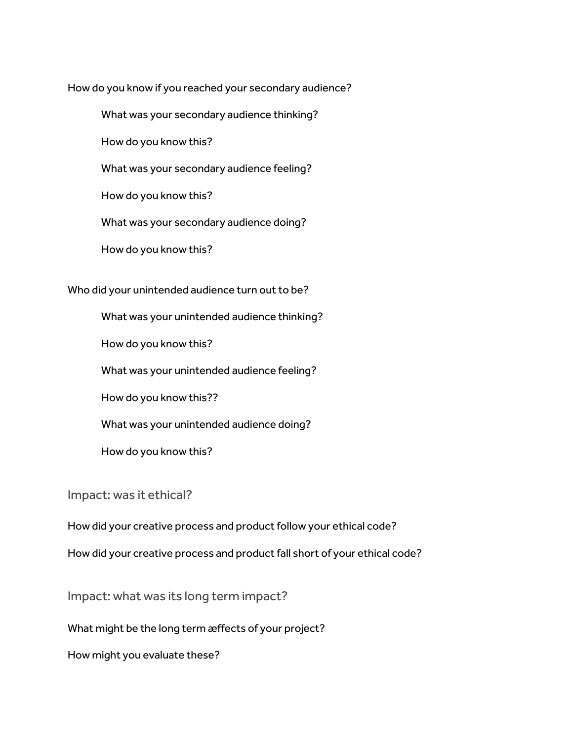How do you know if you reached your secondary audience?

> What was your secondary audience thinking?
>
> How do you know this?
>
> What was your secondary audience feeling?
>
> How do you know this?
>
> What was your secondary audience doing?
>
> How do you know this?

Who did your unintended audience turn out to be?

> What was your unintended audience thinking?
>
> How do you know this?
>
> What was your unintended audience feeling?
>
> How do you know this??
>
> What was your unintended audience doing?
>
> How do you know this?

## Impact: was it ethical?

How did your creative process and product follow your ethical code?

How did your creative process and product fall short of your ethical code?

## Impact: what was its long term impact?

What might be the long term æffects of your project?

How might you evaluate these?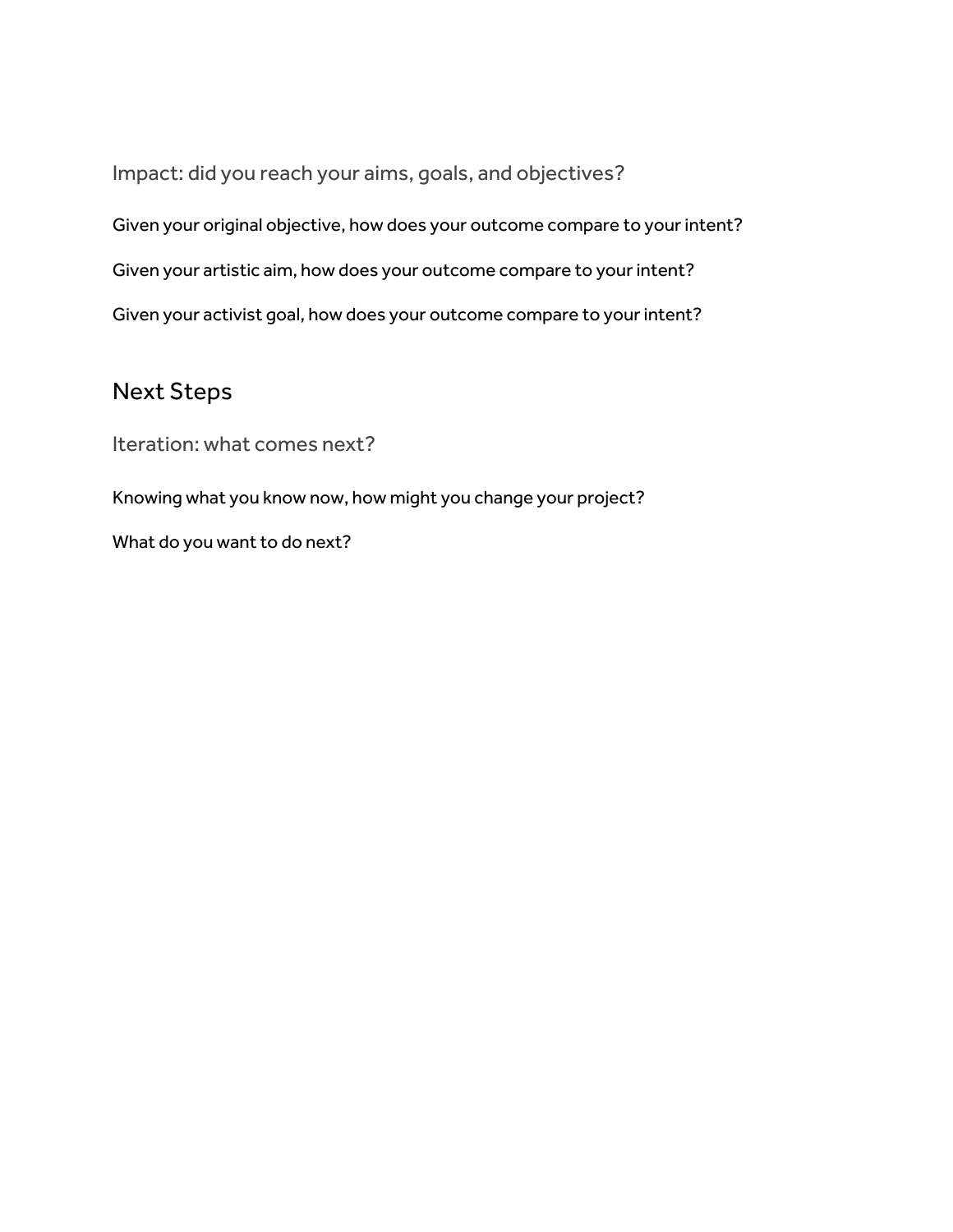### Impact: did you reach your aims, goals, and objectives?

Given your original objective, how does your outcome compare to your intent?

Given your artistic aim, how does your outcome compare to your intent?

Given your activist goal, how does your outcome compare to your intent?

## Next Steps

### Iteration: what comes next?

Knowing what you know now, how might you change your project?

What do you want to do next?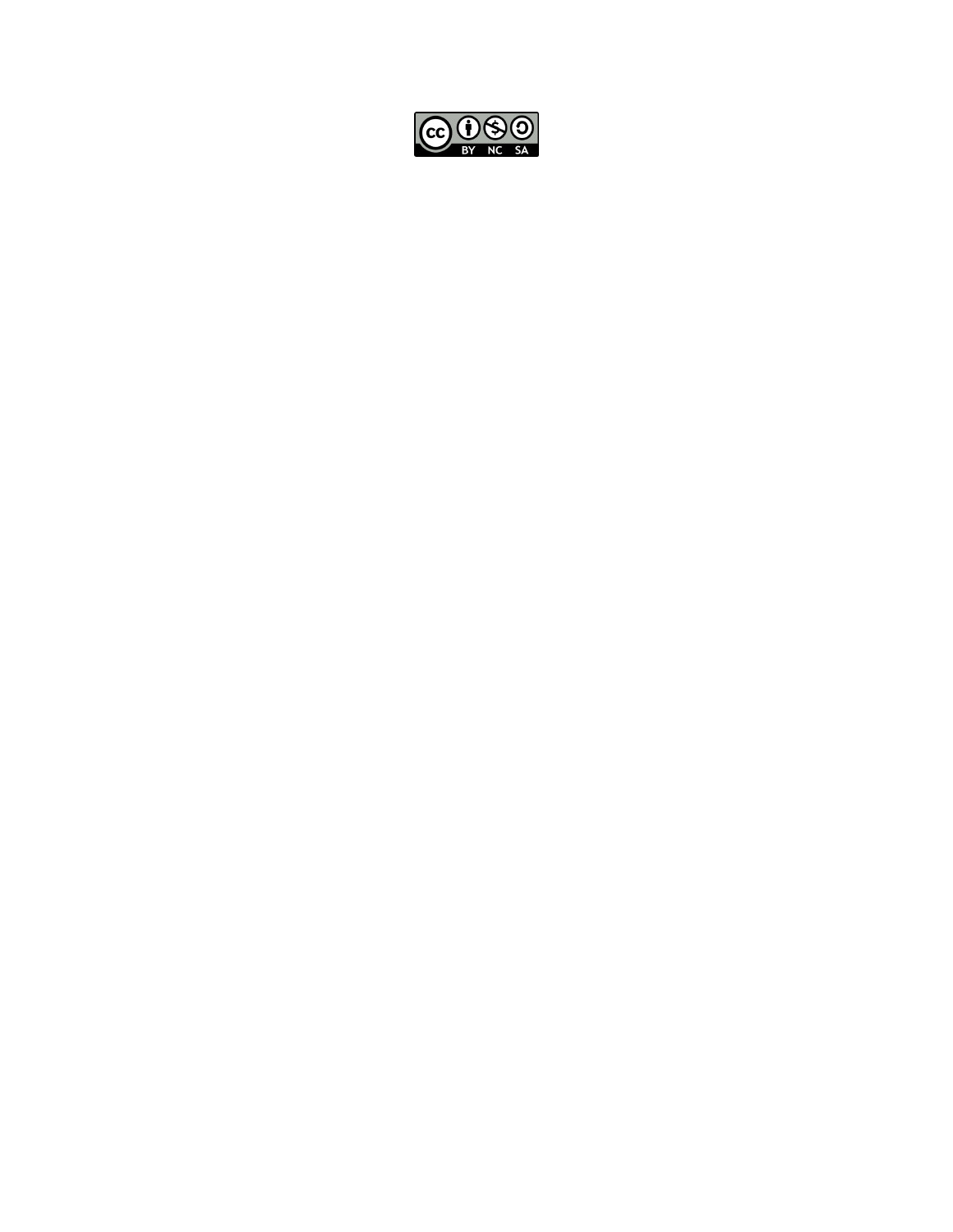BY NC SA